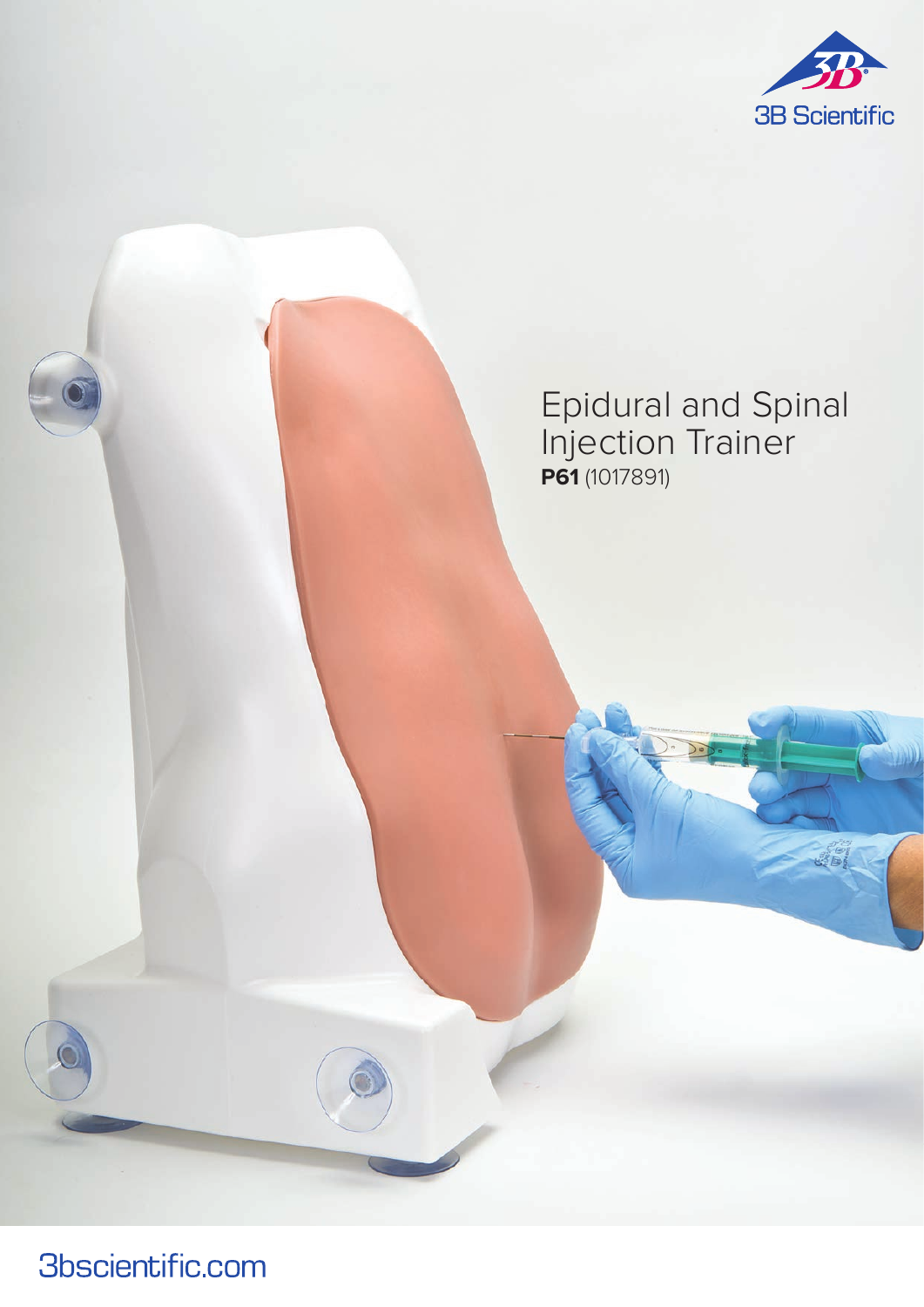3B Scientific

# Epidural and Spinal Injection Trainer

**P61** (1017891)

3bscientific.com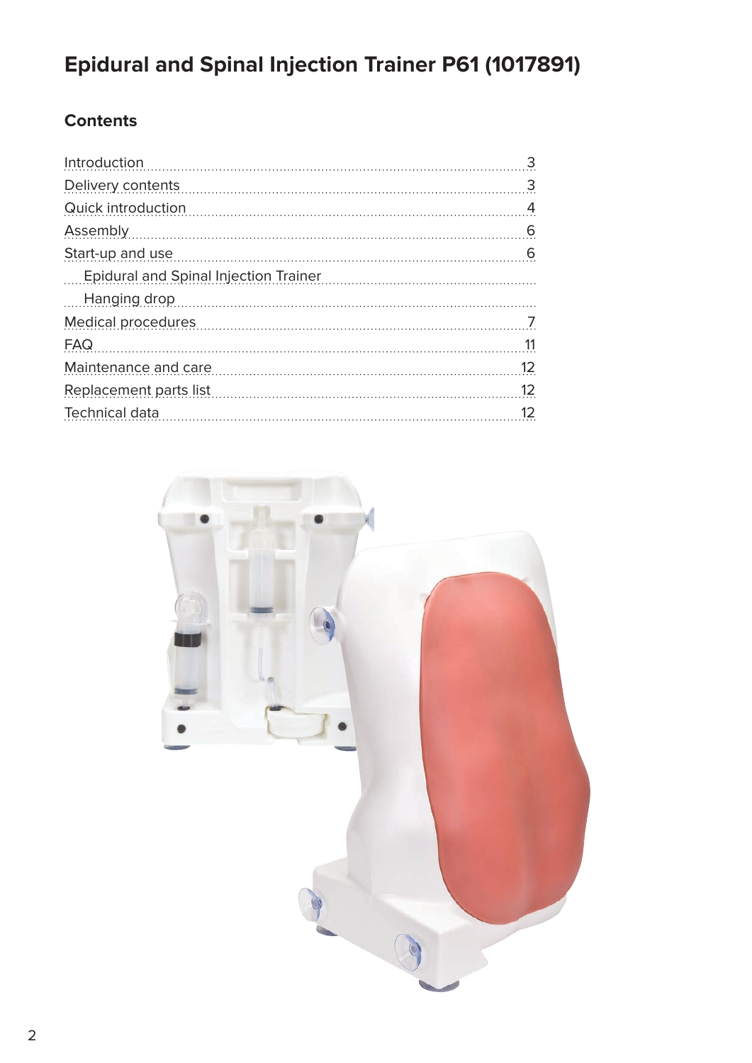# Epidural and Spinal Injection Trainer P61 (1017891)

## Contents

| | |
|---|---|
| Introduction | 3 |
| Delivery contents | 3 |
| Quick introduction | 4 |
| Assembly | 6 |
| Start-up and use | 6 |
| Epidural and Spinal Injection Trainer | |
| Hanging drop | |
| Medical procedures | 7 |
| FAQ | 11 |
| Maintenance and care | 12 |
| Replacement parts list | 12 |
| Technical data | 12 |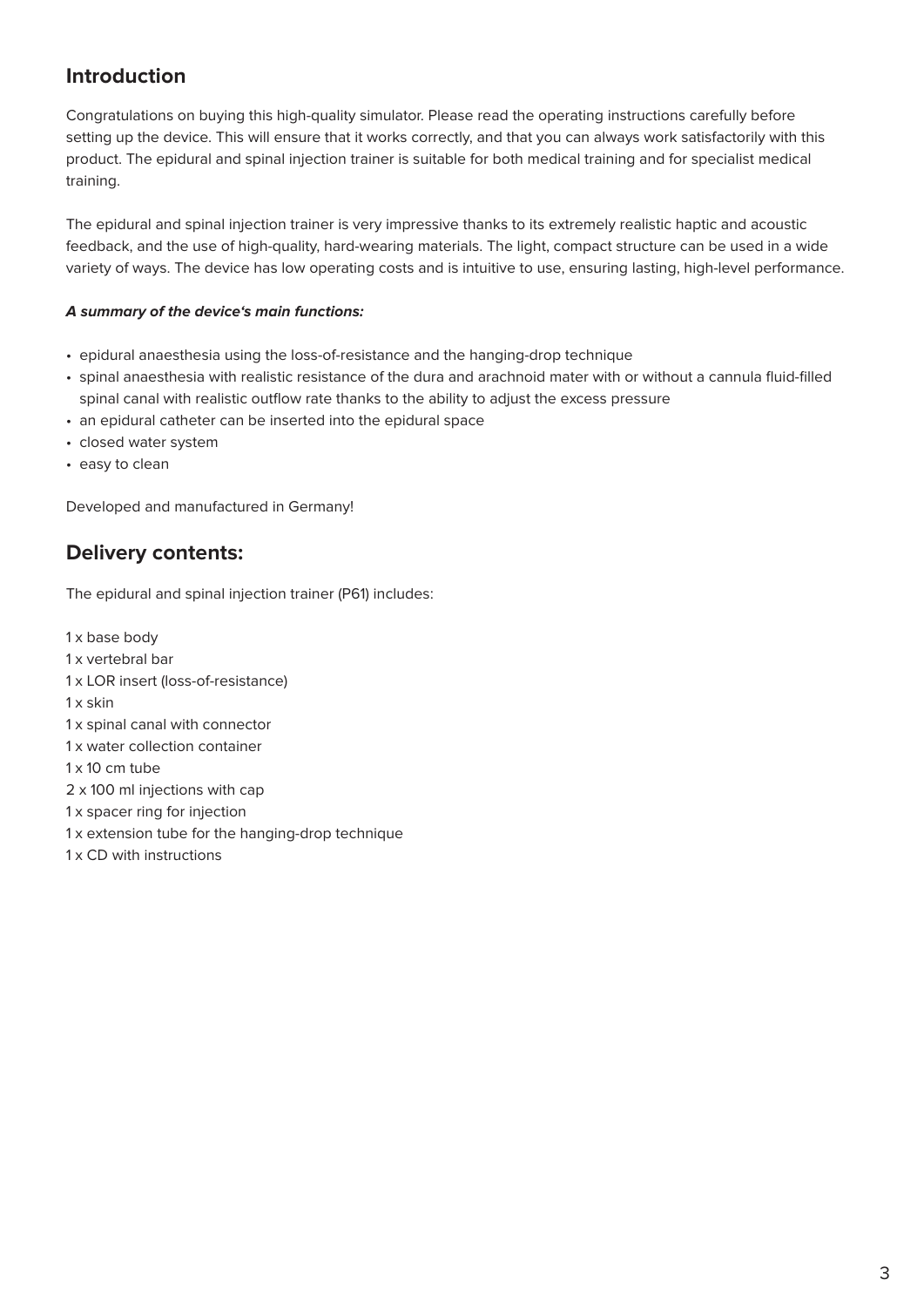## Introduction

Congratulations on buying this high-quality simulator. Please read the operating instructions carefully before setting up the device. This will ensure that it works correctly, and that you can always work satisfactorily with this product. The epidural and spinal injection trainer is suitable for both medical training and for specialist medical training.

The epidural and spinal injection trainer is very impressive thanks to its extremely realistic haptic and acoustic feedback, and the use of high-quality, hard-wearing materials. The light, compact structure can be used in a wide variety of ways. The device has low operating costs and is intuitive to use, ensuring lasting, high-level performance.

***A summary of the device‘s main functions:***

- epidural anaesthesia using the loss-of-resistance and the hanging-drop technique
- spinal anaesthesia with realistic resistance of the dura and arachnoid mater with or without a cannula fluid-filled spinal canal with realistic outflow rate thanks to the ability to adjust the excess pressure
- an epidural catheter can be inserted into the epidural space
- closed water system
- easy to clean

Developed and manufactured in Germany!

## Delivery contents:

The epidural and spinal injection trainer (P61) includes:

1 x base body  
1 x vertebral bar  
1 x LOR insert (loss-of-resistance)  
1 x skin  
1 x spinal canal with connector  
1 x water collection container  
1 x 10 cm tube  
2 x 100 ml injections with cap  
1 x spacer ring for injection  
1 x extension tube for the hanging-drop technique  
1 x CD with instructions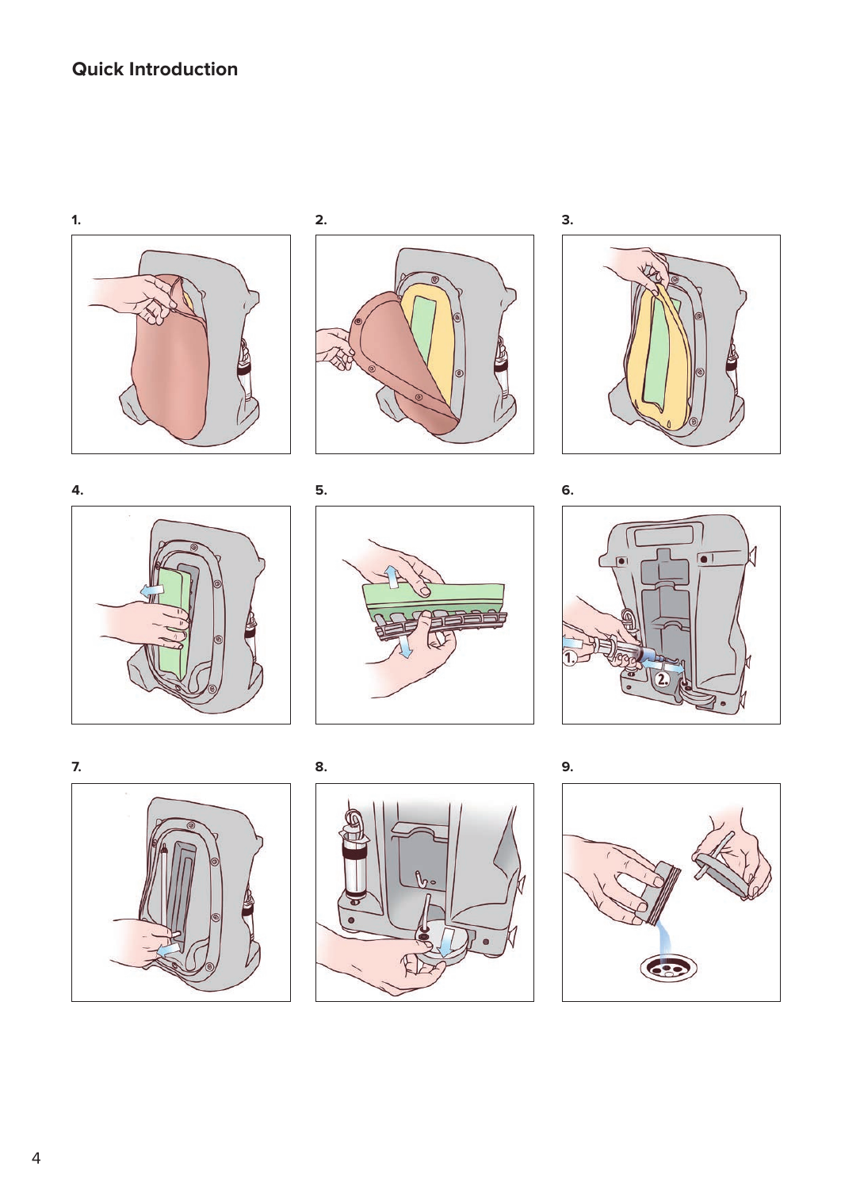## Quick Introduction

1.

2.

3.

4.

5.

6.

7.

8.

9.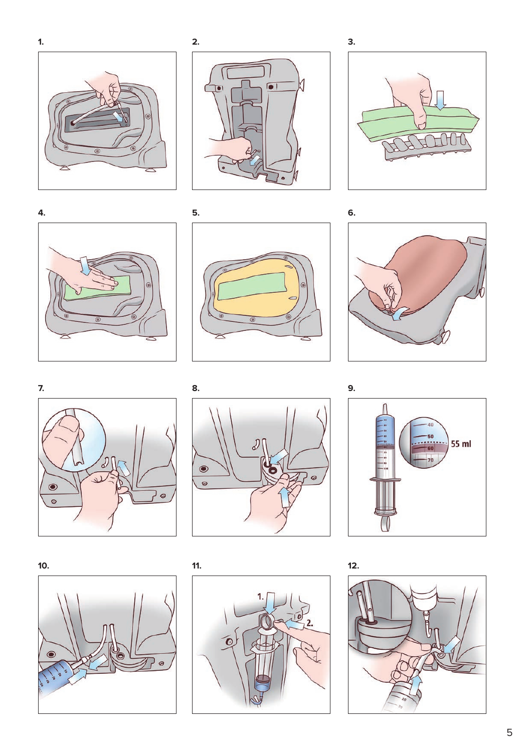1.

2.

3.

4.

5.

6.

7.

8.

9.

55 ml

10.

11.

12.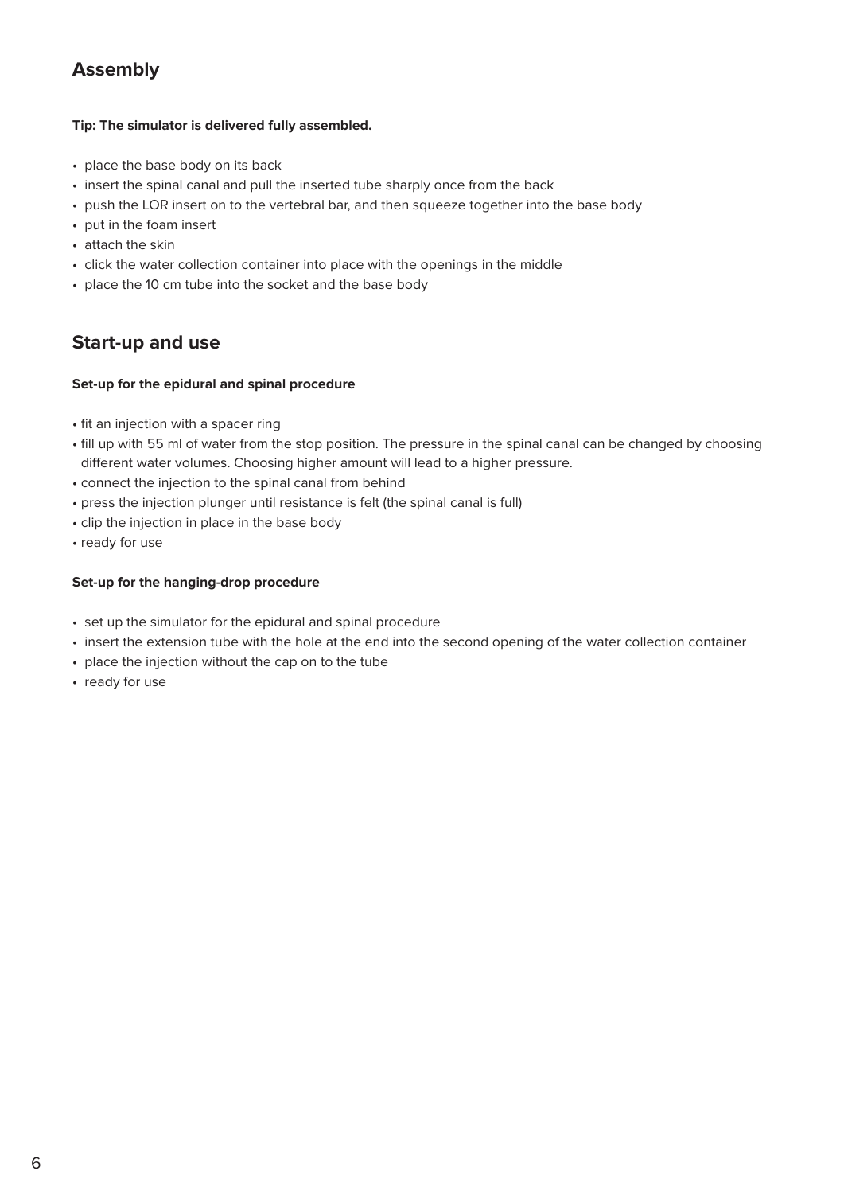## Assembly

**Tip: The simulator is delivered fully assembled.**

- place the base body on its back
- insert the spinal canal and pull the inserted tube sharply once from the back
- push the LOR insert on to the vertebral bar, and then squeeze together into the base body
- put in the foam insert
- attach the skin
- click the water collection container into place with the openings in the middle
- place the 10 cm tube into the socket and the base body

## Start-up and use

**Set-up for the epidural and spinal procedure**

- fit an injection with a spacer ring
- fill up with 55 ml of water from the stop position. The pressure in the spinal canal can be changed by choosing different water volumes. Choosing higher amount will lead to a higher pressure.
- connect the injection to the spinal canal from behind
- press the injection plunger until resistance is felt (the spinal canal is full)
- clip the injection in place in the base body
- ready for use

**Set-up for the hanging-drop procedure**

- set up the simulator for the epidural and spinal procedure
- insert the extension tube with the hole at the end into the second opening of the water collection container
- place the injection without the cap on to the tube
- ready for use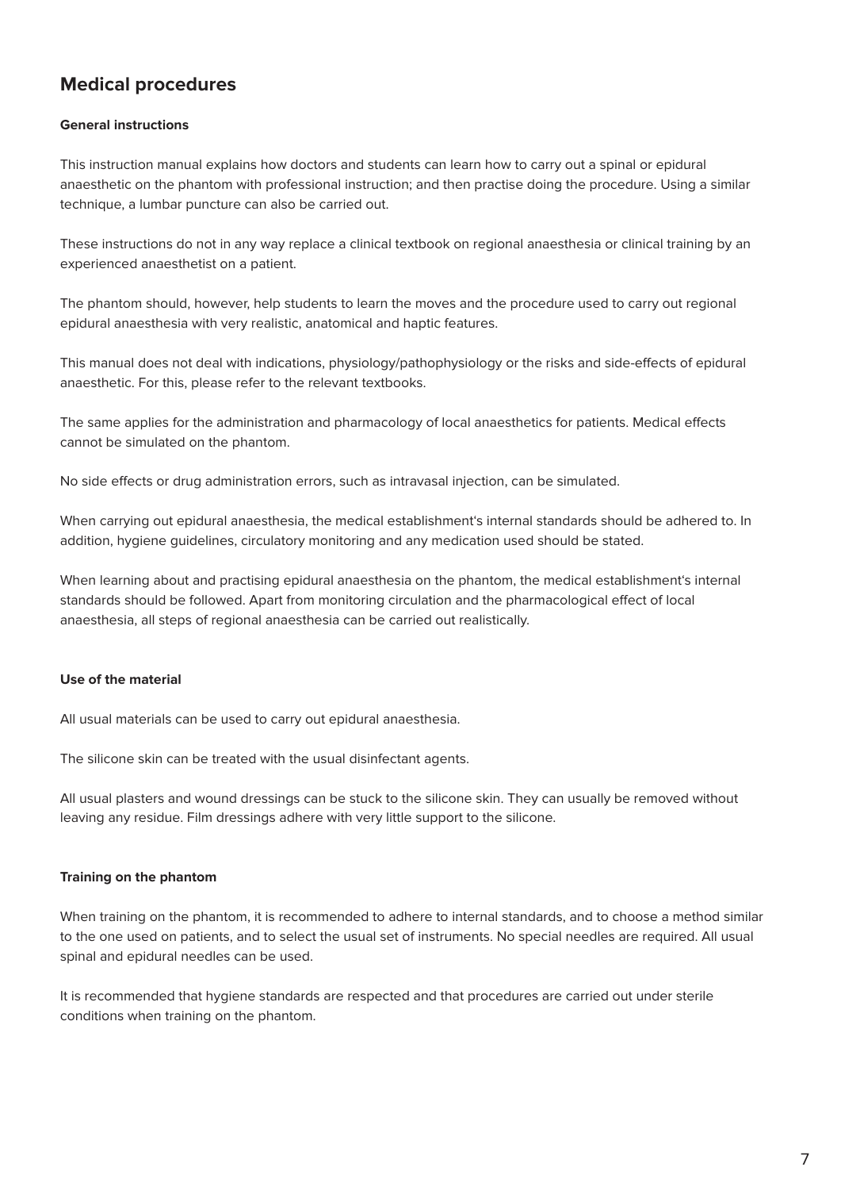## Medical procedures

**General instructions**

This instruction manual explains how doctors and students can learn how to carry out a spinal or epidural anaesthetic on the phantom with professional instruction; and then practise doing the procedure. Using a similar technique, a lumbar puncture can also be carried out.

These instructions do not in any way replace a clinical textbook on regional anaesthesia or clinical training by an experienced anaesthetist on a patient.

The phantom should, however, help students to learn the moves and the procedure used to carry out regional epidural anaesthesia with very realistic, anatomical and haptic features.

This manual does not deal with indications, physiology/pathophysiology or the risks and side-effects of epidural anaesthetic. For this, please refer to the relevant textbooks.

The same applies for the administration and pharmacology of local anaesthetics for patients. Medical effects cannot be simulated on the phantom.

No side effects or drug administration errors, such as intravasal injection, can be simulated.

When carrying out epidural anaesthesia, the medical establishment's internal standards should be adhered to. In addition, hygiene guidelines, circulatory monitoring and any medication used should be stated.

When learning about and practising epidural anaesthesia on the phantom, the medical establishment's internal standards should be followed. Apart from monitoring circulation and the pharmacological effect of local anaesthesia, all steps of regional anaesthesia can be carried out realistically.

**Use of the material**

All usual materials can be used to carry out epidural anaesthesia.

The silicone skin can be treated with the usual disinfectant agents.

All usual plasters and wound dressings can be stuck to the silicone skin. They can usually be removed without leaving any residue. Film dressings adhere with very little support to the silicone.

**Training on the phantom**

When training on the phantom, it is recommended to adhere to internal standards, and to choose a method similar to the one used on patients, and to select the usual set of instruments. No special needles are required. All usual spinal and epidural needles can be used.

It is recommended that hygiene standards are respected and that procedures are carried out under sterile conditions when training on the phantom.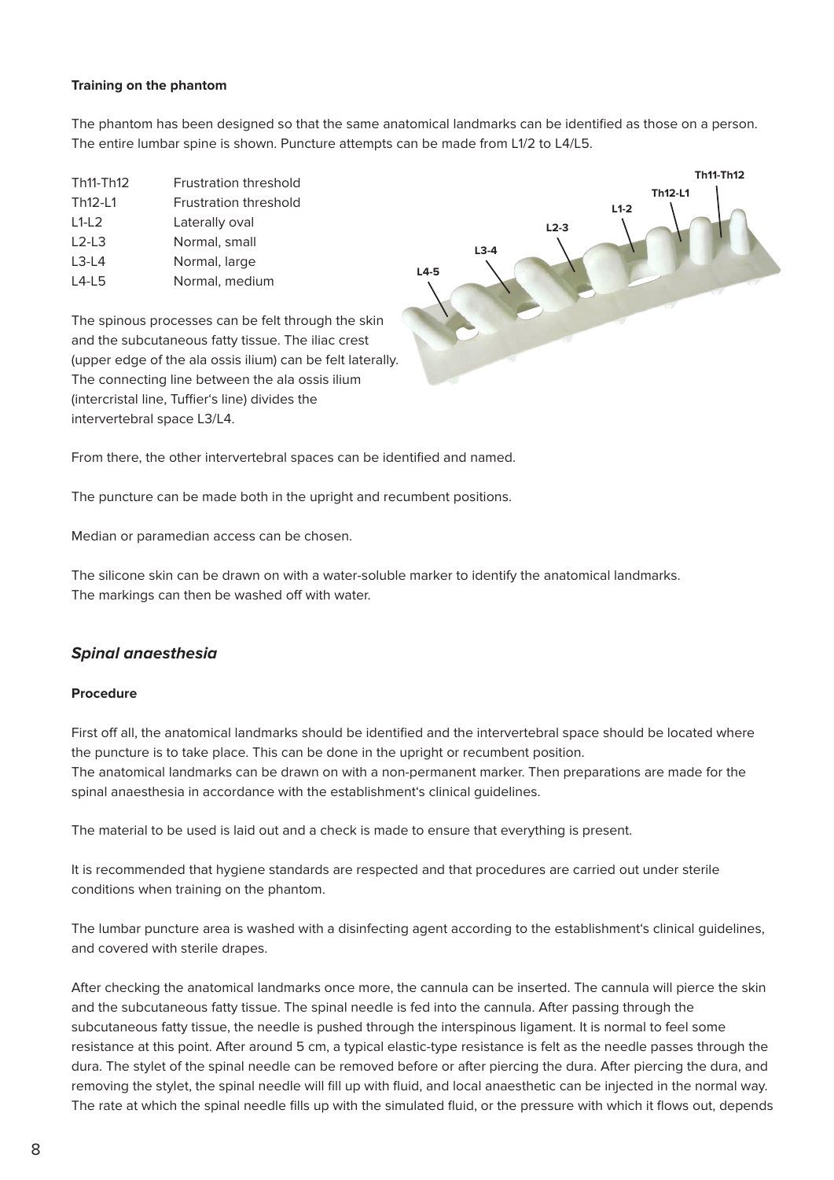**Training on the phantom**

The phantom has been designed so that the same anatomical landmarks can be identified as those on a person. The entire lumbar spine is shown. Puncture attempts can be made from L1/2 to L4/L5.

| | |
|---|---|
| Th11-Th12 | Frustration threshold |
| Th12-L1 | Frustration threshold |
| L1-L2 | Laterally oval |
| L2-L3 | Normal, small |
| L3-L4 | Normal, large |
| L4-L5 | Normal, medium |

The spinous processes can be felt through the skin and the subcutaneous fatty tissue. The iliac crest (upper edge of the ala ossis ilium) can be felt laterally. The connecting line between the ala ossis ilium (intercristal line, Tuffier's line) divides the intervertebral space L3/L4.

From there, the other intervertebral spaces can be identified and named.

The puncture can be made both in the upright and recumbent positions.

Median or paramedian access can be chosen.

The silicone skin can be drawn on with a water-soluble marker to identify the anatomical landmarks. The markings can then be washed off with water.

## *Spinal anaesthesia*

**Procedure**

First off all, the anatomical landmarks should be identified and the intervertebral space should be located where the puncture is to take place. This can be done in the upright or recumbent position.
The anatomical landmarks can be drawn on with a non-permanent marker. Then preparations are made for the spinal anaesthesia in accordance with the establishment's clinical guidelines.

The material to be used is laid out and a check is made to ensure that everything is present.

It is recommended that hygiene standards are respected and that procedures are carried out under sterile conditions when training on the phantom.

The lumbar puncture area is washed with a disinfecting agent according to the establishment's clinical guidelines, and covered with sterile drapes.

After checking the anatomical landmarks once more, the cannula can be inserted. The cannula will pierce the skin and the subcutaneous fatty tissue. The spinal needle is fed into the cannula. After passing through the subcutaneous fatty tissue, the needle is pushed through the interspinous ligament. It is normal to feel some resistance at this point. After around 5 cm, a typical elastic-type resistance is felt as the needle passes through the dura. The stylet of the spinal needle can be removed before or after piercing the dura. After piercing the dura, and removing the stylet, the spinal needle will fill up with fluid, and local anaesthetic can be injected in the normal way. The rate at which the spinal needle fills up with the simulated fluid, or the pressure with which it flows out, depends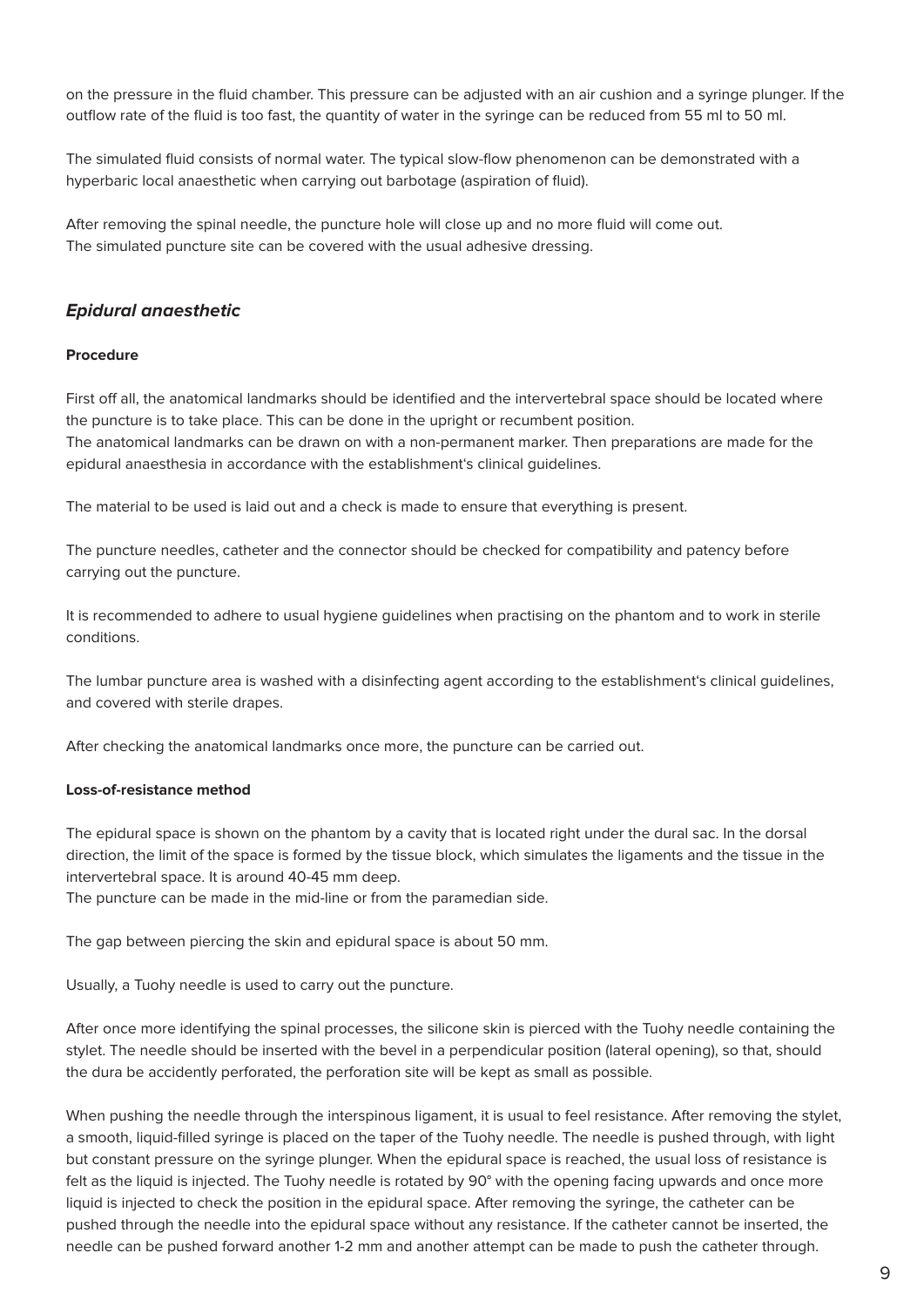on the pressure in the fluid chamber. This pressure can be adjusted with an air cushion and a syringe plunger. If the outflow rate of the fluid is too fast, the quantity of water in the syringe can be reduced from 55 ml to 50 ml.

The simulated fluid consists of normal water. The typical slow-flow phenomenon can be demonstrated with a hyperbaric local anaesthetic when carrying out barbotage (aspiration of fluid).

After removing the spinal needle, the puncture hole will close up and no more fluid will come out.
The simulated puncture site can be covered with the usual adhesive dressing.

## *Epidural anaesthetic*

**Procedure**

First off all, the anatomical landmarks should be identified and the intervertebral space should be located where the puncture is to take place. This can be done in the upright or recumbent position.
The anatomical landmarks can be drawn on with a non-permanent marker. Then preparations are made for the epidural anaesthesia in accordance with the establishment's clinical guidelines.

The material to be used is laid out and a check is made to ensure that everything is present.

The puncture needles, catheter and the connector should be checked for compatibility and patency before carrying out the puncture.

It is recommended to adhere to usual hygiene guidelines when practising on the phantom and to work in sterile conditions.

The lumbar puncture area is washed with a disinfecting agent according to the establishment's clinical guidelines, and covered with sterile drapes.

After checking the anatomical landmarks once more, the puncture can be carried out.

**Loss-of-resistance method**

The epidural space is shown on the phantom by a cavity that is located right under the dural sac. In the dorsal direction, the limit of the space is formed by the tissue block, which simulates the ligaments and the tissue in the intervertebral space. It is around 40-45 mm deep.
The puncture can be made in the mid-line or from the paramedian side.

The gap between piercing the skin and epidural space is about 50 mm.

Usually, a Tuohy needle is used to carry out the puncture.

After once more identifying the spinal processes, the silicone skin is pierced with the Tuohy needle containing the stylet. The needle should be inserted with the bevel in a perpendicular position (lateral opening), so that, should the dura be accidently perforated, the perforation site will be kept as small as possible.

When pushing the needle through the interspinous ligament, it is usual to feel resistance. After removing the stylet, a smooth, liquid-filled syringe is placed on the taper of the Tuohy needle. The needle is pushed through, with light but constant pressure on the syringe plunger. When the epidural space is reached, the usual loss of resistance is felt as the liquid is injected. The Tuohy needle is rotated by 90° with the opening facing upwards and once more liquid is injected to check the position in the epidural space. After removing the syringe, the catheter can be pushed through the needle into the epidural space without any resistance. If the catheter cannot be inserted, the needle can be pushed forward another 1-2 mm and another attempt can be made to push the catheter through.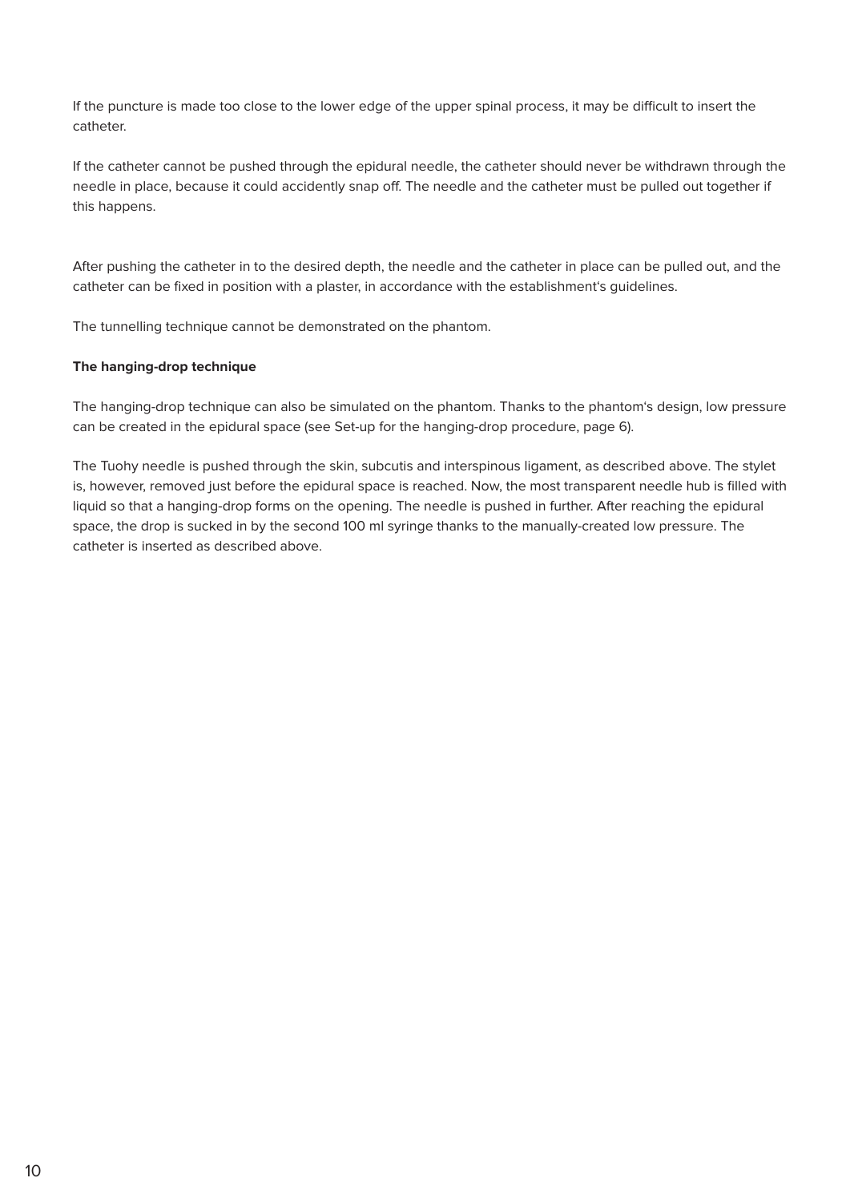If the puncture is made too close to the lower edge of the upper spinal process, it may be difficult to insert the catheter.

If the catheter cannot be pushed through the epidural needle, the catheter should never be withdrawn through the needle in place, because it could accidently snap off. The needle and the catheter must be pulled out together if this happens.

After pushing the catheter in to the desired depth, the needle and the catheter in place can be pulled out, and the catheter can be fixed in position with a plaster, in accordance with the establishment's guidelines.

The tunnelling technique cannot be demonstrated on the phantom.

**The hanging-drop technique**

The hanging-drop technique can also be simulated on the phantom. Thanks to the phantom's design, low pressure can be created in the epidural space (see Set-up for the hanging-drop procedure, page 6).

The Tuohy needle is pushed through the skin, subcutis and interspinous ligament, as described above. The stylet is, however, removed just before the epidural space is reached. Now, the most transparent needle hub is filled with liquid so that a hanging-drop forms on the opening. The needle is pushed in further. After reaching the epidural space, the drop is sucked in by the second 100 ml syringe thanks to the manually-created low pressure. The catheter is inserted as described above.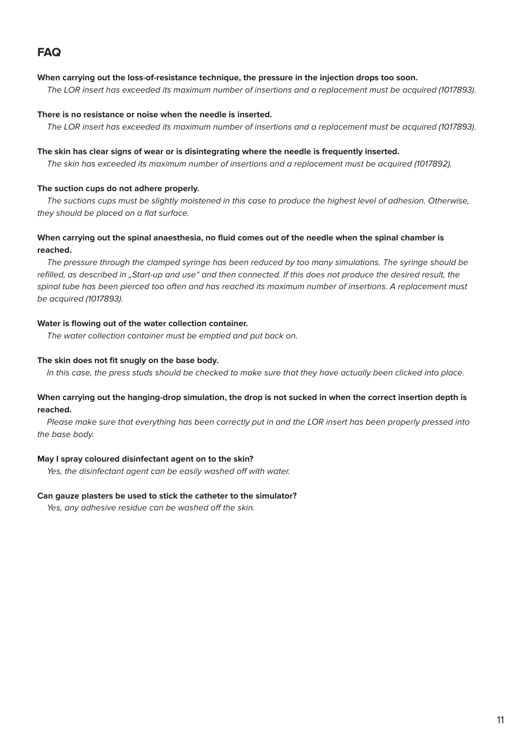## FAQ

**When carrying out the loss-of-resistance technique, the pressure in the injection drops too soon.**

*The LOR insert has exceeded its maximum number of insertions and a replacement must be acquired (1017893).*

**There is no resistance or noise when the needle is inserted.**

*The LOR insert has exceeded its maximum number of insertions and a replacement must be acquired (1017893).*

**The skin has clear signs of wear or is disintegrating where the needle is frequently inserted.**

*The skin has exceeded its maximum number of insertions and a replacement must be acquired (1017892).*

**The suction cups do not adhere properly.**

*The suctions cups must be slightly moistened in this case to produce the highest level of adhesion. Otherwise, they should be placed on a flat surface.*

**When carrying out the spinal anaesthesia, no fluid comes out of the needle when the spinal chamber is reached.**

*The pressure through the clamped syringe has been reduced by too many simulations. The syringe should be refilled, as described in „Start-up and use" and then connected. If this does not produce the desired result, the spinal tube has been pierced too often and has reached its maximum number of insertions. A replacement must be acquired (1017893).*

**Water is flowing out of the water collection container.**

*The water collection container must be emptied and put back on.*

**The skin does not fit snugly on the base body.**

*In this case, the press studs should be checked to make sure that they have actually been clicked into place.*

**When carrying out the hanging-drop simulation, the drop is not sucked in when the correct insertion depth is reached.**

*Please make sure that everything has been correctly put in and the LOR insert has been properly pressed into the base body.*

**May I spray coloured disinfectant agent on to the skin?**

*Yes, the disinfectant agent can be easily washed off with water.*

**Can gauze plasters be used to stick the catheter to the simulator?**

*Yes, any adhesive residue can be washed off the skin.*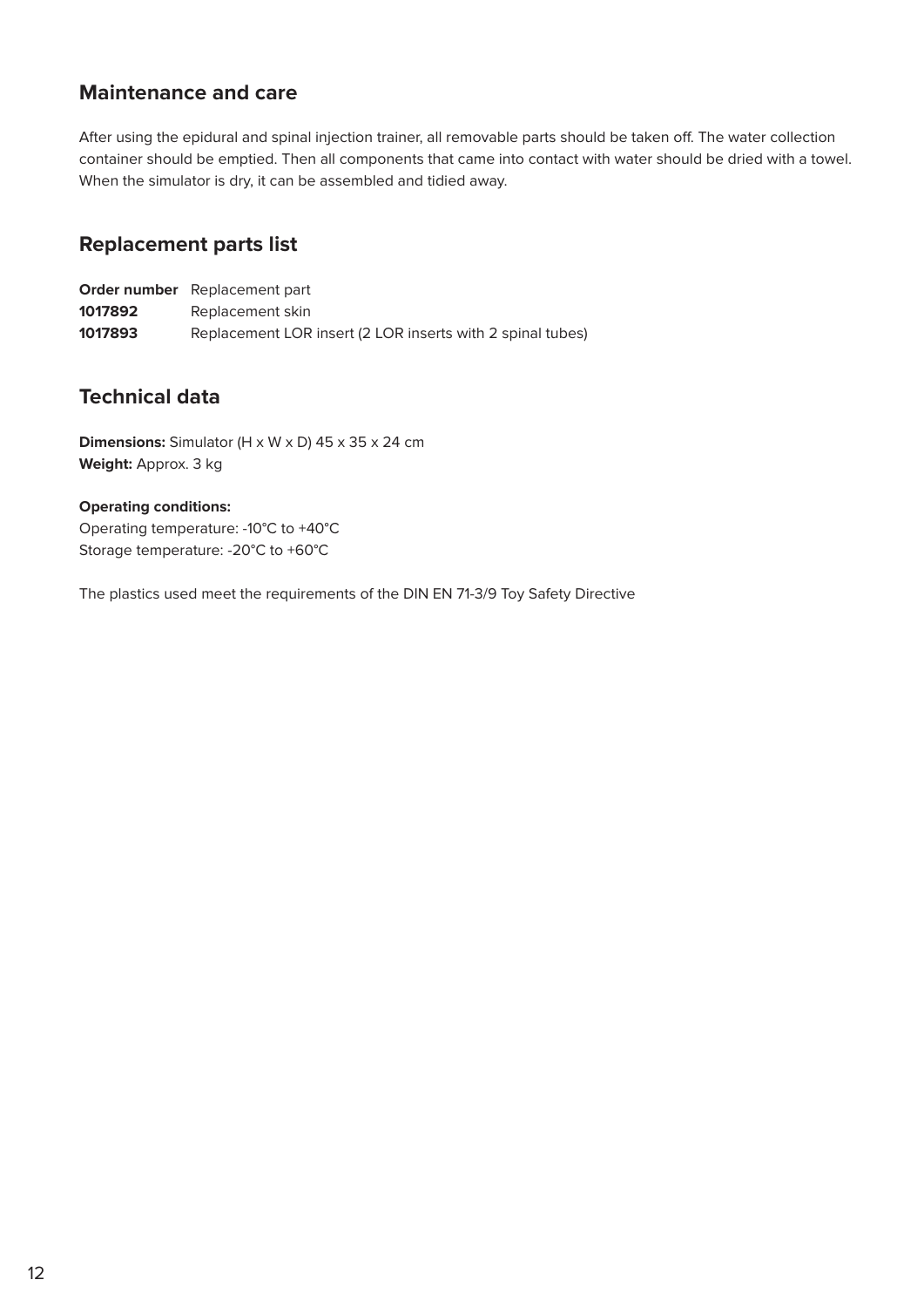## Maintenance and care

After using the epidural and spinal injection trainer, all removable parts should be taken off. The water collection container should be emptied. Then all components that came into contact with water should be dried with a towel. When the simulator is dry, it can be assembled and tidied away.

## Replacement parts list

| **Order number** | Replacement part |
|---|---|
| **1017892** | Replacement skin |
| **1017893** | Replacement LOR insert (2 LOR inserts with 2 spinal tubes) |

## Technical data

**Dimensions:** Simulator (H x W x D) 45 x 35 x 24 cm
**Weight:** Approx. 3 kg

**Operating conditions:**
Operating temperature: -10°C to +40°C
Storage temperature: -20°C to +60°C

The plastics used meet the requirements of the DIN EN 71-3/9 Toy Safety Directive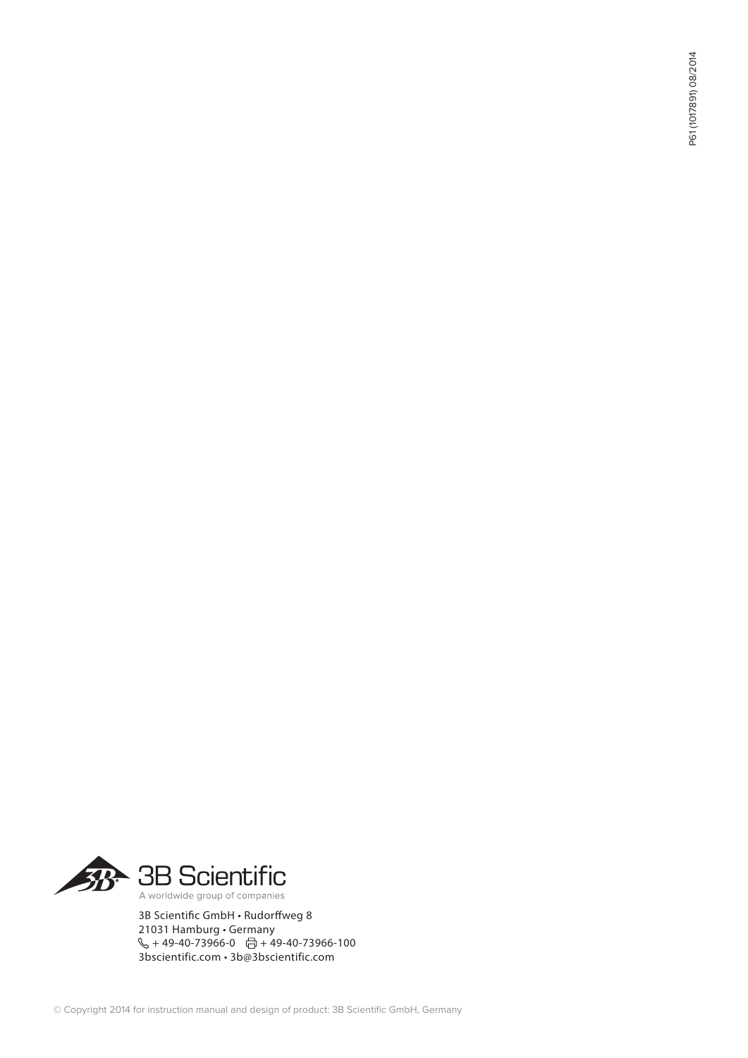P61 (1017891) 08/2014

3B Scientific

A worldwide group of companies

3B Scientific GmbH • Rudorffweg 8
21031 Hamburg • Germany
+ 49-40-73966-0 + 49-40-73966-100
3bscientific.com • 3b@3bscientific.com

© Copyright 2014 for instruction manual and design of product: 3B Scientific GmbH, Germany